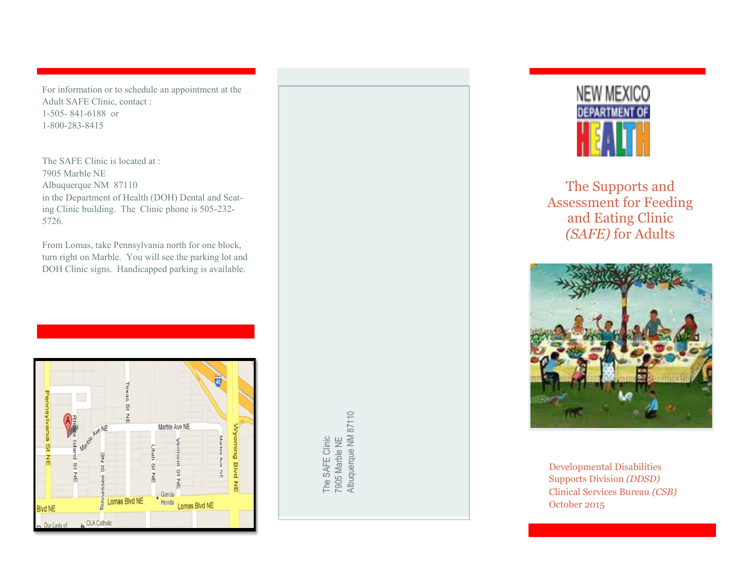For information or to schedule an appointment at the Adult SAFE Clinic, contact :
1-505- 841-6188 or
1-800-283-8415

The SAFE Clinic is located at :
7905 Marble NE
Albuquerque NM 87110
in the Department of Health (DOH) Dental and Seating Clinic building. The Clinic phone is 505-232-5726.

From Lomas, take Pennsylvania north for one block, turn right on Marble. You will see the parking lot and DOH Clinic signs. Handicapped parking is available.

The SAFE Clinic
7905 Marble NE
Albuquerque NM 87110

NEW MEXICO
DEPARTMENT OF
HEALTH

# The Supports and Assessment for Feeding and Eating Clinic *(SAFE)* for Adults

Developmental Disabilities Supports Division *(DDSD)*
Clinical Services Bureau *(CSB)*
October 2015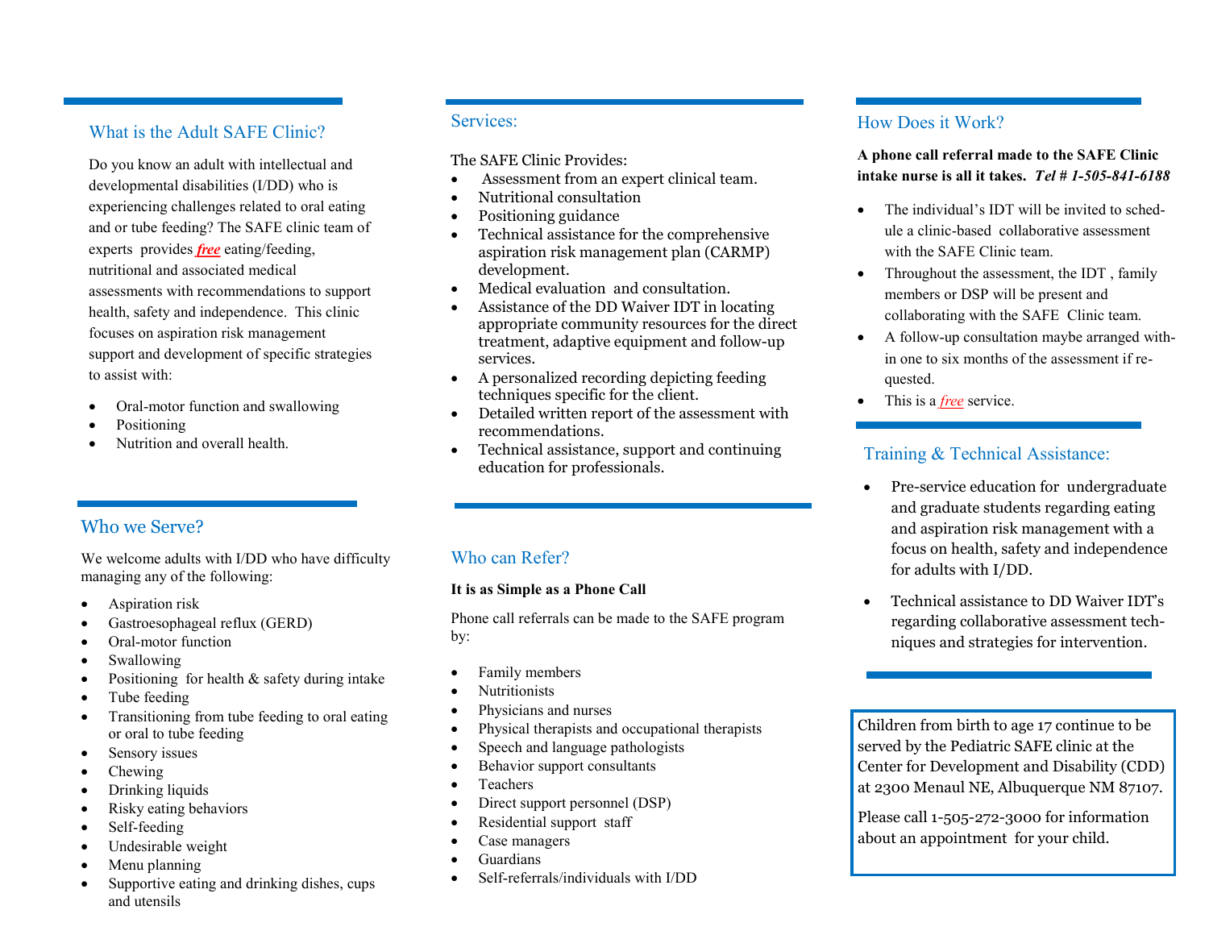## What is the Adult SAFE Clinic?

Do you know an adult with intellectual and developmental disabilities (I/DD) who is experiencing challenges related to oral eating and or tube feeding? The SAFE clinic team of experts provides ***free*** eating/feeding, nutritional and associated medical assessments with recommendations to support health, safety and independence. This clinic focuses on aspiration risk management support and development of specific strategies to assist with:

- Oral-motor function and swallowing
- Positioning
- Nutrition and overall health.

## Who we Serve?

We welcome adults with I/DD who have difficulty managing any of the following:

- Aspiration risk
- Gastroesophageal reflux (GERD)
- Oral-motor function
- Swallowing
- Positioning for health & safety during intake
- Tube feeding
- Transitioning from tube feeding to oral eating or oral to tube feeding
- Sensory issues
- Chewing
- Drinking liquids
- Risky eating behaviors
- Self-feeding
- Undesirable weight
- Menu planning
- Supportive eating and drinking dishes, cups and utensils

## Services:

The SAFE Clinic Provides:

- Assessment from an expert clinical team.
- Nutritional consultation
- Positioning guidance
- Technical assistance for the comprehensive aspiration risk management plan (CARMP) development.
- Medical evaluation and consultation.
- Assistance of the DD Waiver IDT in locating appropriate community resources for the direct treatment, adaptive equipment and follow-up services.
- A personalized recording depicting feeding techniques specific for the client.
- Detailed written report of the assessment with recommendations.
- Technical assistance, support and continuing education for professionals.

## Who can Refer?

**It is as Simple as a Phone Call**

Phone call referrals can be made to the SAFE program by:

- Family members
- Nutritionists
- Physicians and nurses
- Physical therapists and occupational therapists
- Speech and language pathologists
- Behavior support consultants
- Teachers
- Direct support personnel (DSP)
- Residential support staff
- Case managers
- Guardians
- Self-referrals/individuals with I/DD

## How Does it Work?

**A phone call referral made to the SAFE Clinic intake nurse is all it takes.** ***Tel # 1-505-841-6188***

- The individual's IDT will be invited to schedule a clinic-based collaborative assessment with the SAFE Clinic team.
- Throughout the assessment, the IDT , family members or DSP will be present and collaborating with the SAFE Clinic team.
- A follow-up consultation maybe arranged within one to six months of the assessment if requested.
- This is a *free* service.

## Training & Technical Assistance:

- Pre-service education for undergraduate and graduate students regarding eating and aspiration risk management with a focus on health, safety and independence for adults with I/DD.
- Technical assistance to DD Waiver IDT's regarding collaborative assessment techniques and strategies for intervention.

Children from birth to age 17 continue to be served by the Pediatric SAFE clinic at the Center for Development and Disability (CDD) at 2300 Menaul NE, Albuquerque NM 87107.

Please call 1-505-272-3000 for information about an appointment for your child.